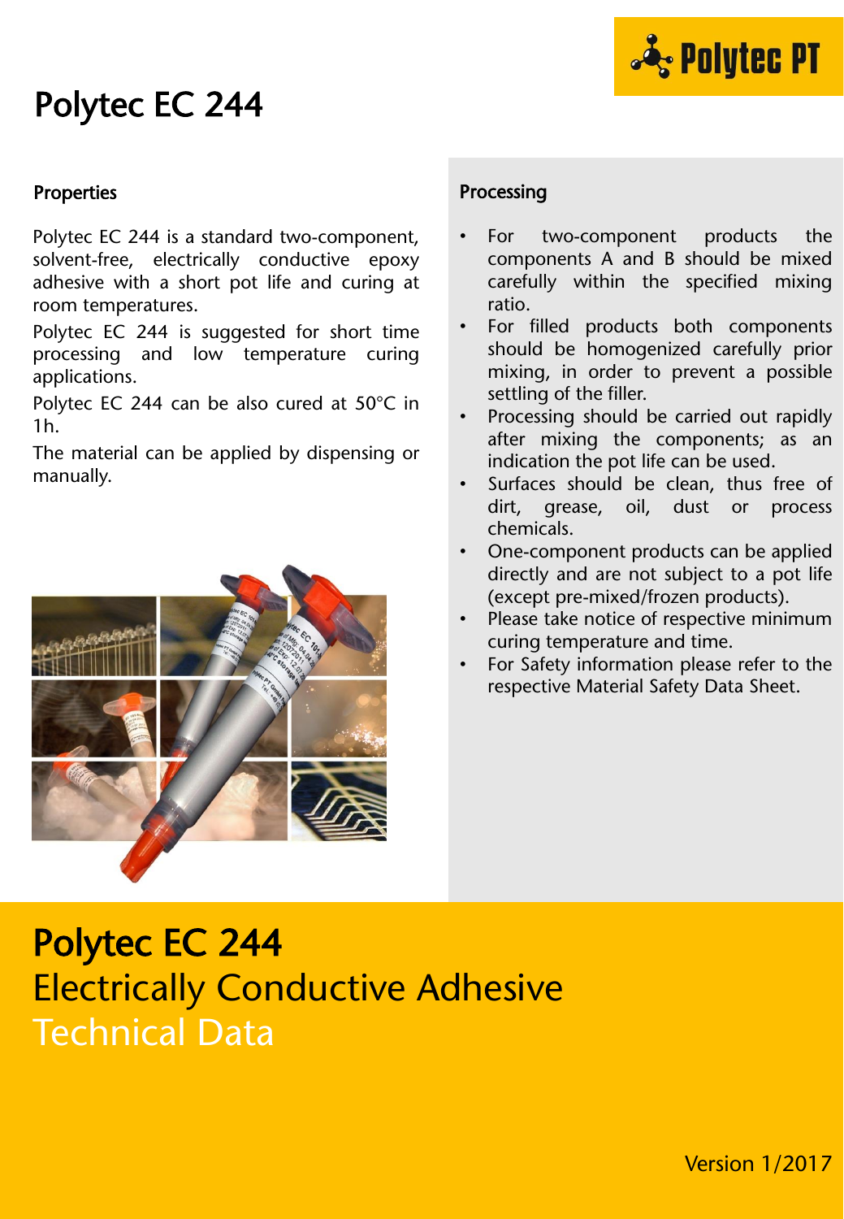# Polytec EC 244

## Properties

Polytec EC 244 is a standard two-component, solvent-free, electrically conductive epoxy adhesive with a short pot life and curing at room temperatures.

Polytec EC 244 is suggested for short time processing and low temperature curing applications.

Polytec EC 244 can be also cured at 50°C in 1h.

The material can be applied by dispensing or manually.

## Processing

- For two-component products the components A and B should be mixed carefully within the specified mixing ratio.
- For filled products both components should be homogenized carefully prior mixing, in order to prevent a possible settling of the filler.
- Processing should be carried out rapidly after mixing the components; as an indication the pot life can be used.
- Surfaces should be clean, thus free of dirt, grease, oil, dust or process chemicals.
- One-component products can be applied directly and are not subject to a pot life (except pre-mixed/frozen products).
- Please take notice of respective minimum curing temperature and time.
- For Safety information please refer to the respective Material Safety Data Sheet.

# Polytec EC 244

## Electrically Conductive Adhesive

## Technical Data

Version 1/2017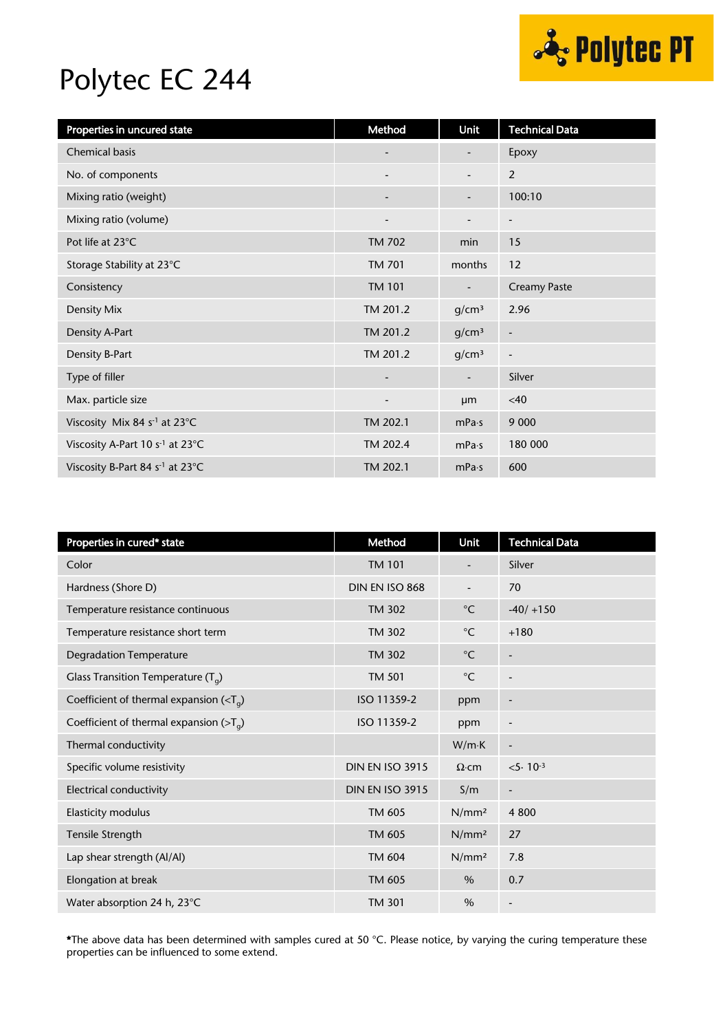# Polytec EC 244

| Properties in uncured state | Method | Unit | Technical Data |
|---|---|---|---|
| Chemical basis | - | - | Epoxy |
| No. of components | - | - | 2 |
| Mixing ratio (weight) | - | - | 100:10 |
| Mixing ratio (volume) | - | - | - |
| Pot life at 23°C | TM 702 | min | 15 |
| Storage Stability at 23°C | TM 701 | months | 12 |
| Consistency | TM 101 | - | Creamy Paste |
| Density Mix | TM 201.2 | g/cm³ | 2.96 |
| Density A-Part | TM 201.2 | g/cm³ | - |
| Density B-Part | TM 201.2 | g/cm³ | - |
| Type of filler | - | - | Silver |
| Max. particle size | - | µm | <40 |
| Viscosity Mix 84 $s^{-1}$ at 23°C | TM 202.1 | mPa·s | 9 000 |
| Viscosity A-Part 10 $s^{-1}$ at 23°C | TM 202.4 | mPa·s | 180 000 |
| Viscosity B-Part 84 $s^{-1}$ at 23°C | TM 202.1 | mPa·s | 600 |

| Properties in cured* state | Method | Unit | Technical Data |
|---|---|---|---|
| Color | TM 101 | - | Silver |
| Hardness (Shore D) | DIN EN ISO 868 | - | 70 |
| Temperature resistance continuous | TM 302 | °C | -40/ +150 |
| Temperature resistance short term | TM 302 | °C | +180 |
| Degradation Temperature | TM 302 | °C | - |
| Glass Transition Temperature ($T_g$) | TM 501 | °C | - |
| Coefficient of thermal expansion (<$T_g$) | ISO 11359-2 | ppm | - |
| Coefficient of thermal expansion (>$T_g$) | ISO 11359-2 | ppm | - |
| Thermal conductivity | | W/m·K | - |
| Specific volume resistivity | DIN EN ISO 3915 | Ω·cm | $<5 \cdot 10^{-3}$ |
| Electrical conductivity | DIN EN ISO 3915 | S/m | - |
| Elasticity modulus | TM 605 | N/mm² | 4 800 |
| Tensile Strength | TM 605 | N/mm² | 27 |
| Lap shear strength (Al/Al) | TM 604 | N/mm² | 7.8 |
| Elongation at break | TM 605 | % | 0.7 |
| Water absorption 24 h, 23°C | TM 301 | % | - |

***The above data has been determined with samples cured at 50 °C. Please notice, by varying the curing temperature these properties can be influenced to some extend.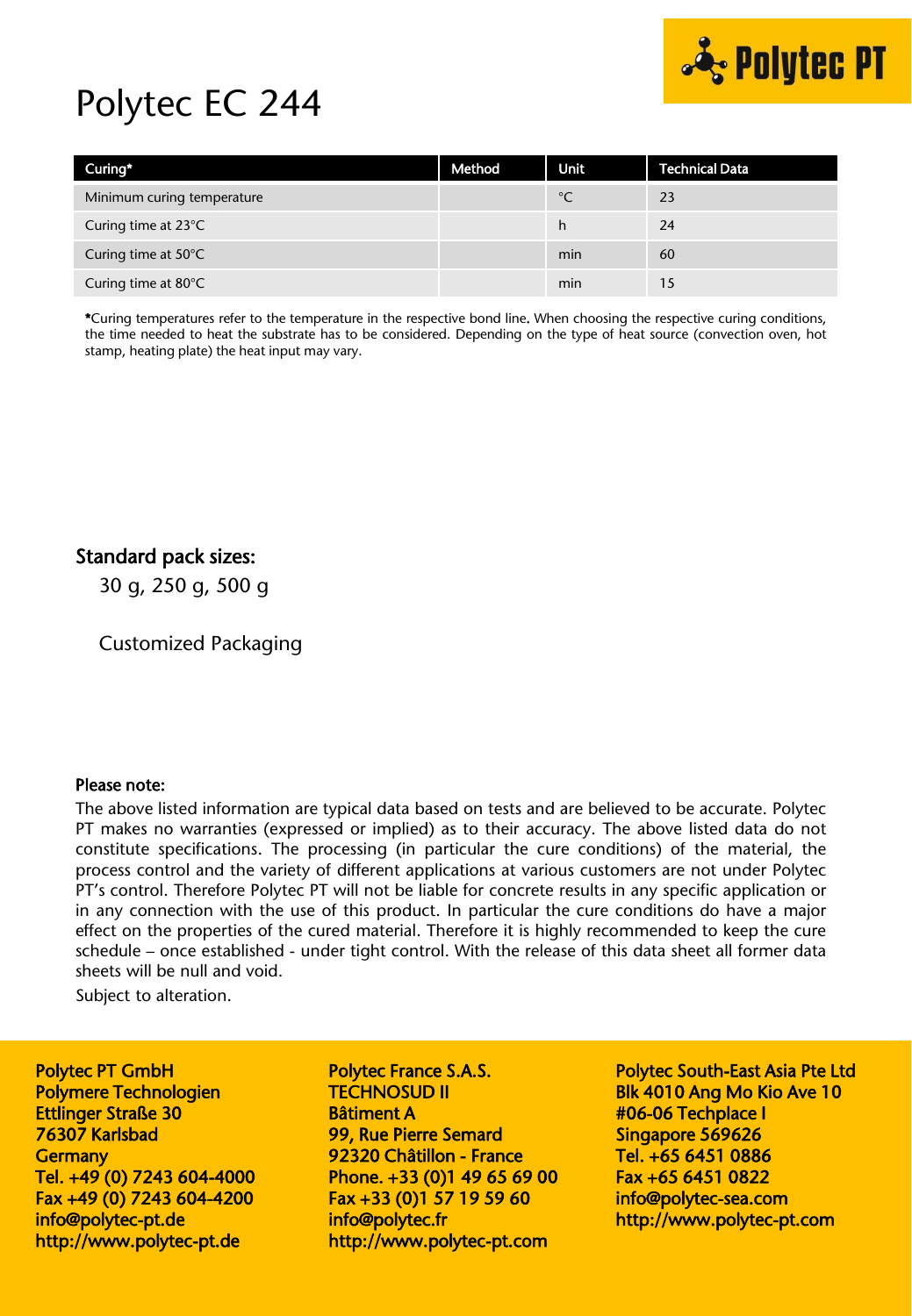# Polytec EC 244

| Curing* | Method | Unit | Technical Data |
|---|---|---|---|
| Minimum curing temperature | | °C | 23 |
| Curing time at 23°C | | h | 24 |
| Curing time at 50°C | | min | 60 |
| Curing time at 80°C | | min | 15 |

***Curing temperatures refer to the temperature in the respective bond line. When choosing the respective curing conditions, the time needed to heat the substrate has to be considered. Depending on the type of heat source (convection oven, hot stamp, heating plate) the heat input may vary.

## Standard pack sizes:

30 g, 250 g, 500 g

Customized Packaging

#### Please note:

The above listed information are typical data based on tests and are believed to be accurate. Polytec PT makes no warranties (expressed or implied) as to their accuracy. The above listed data do not constitute specifications. The processing (in particular the cure conditions) of the material, the process control and the variety of different applications at various customers are not under Polytec PT's control. Therefore Polytec PT will not be liable for concrete results in any specific application or in any connection with the use of this product. In particular the cure conditions do have a major effect on the properties of the cured material. Therefore it is highly recommended to keep the cure schedule – once established - under tight control. With the release of this data sheet all former data sheets will be null and void.

Subject to alteration.

**Polytec PT GmbH**
**Polymere Technologien**
**Ettlinger Straße 30**
**76307 Karlsbad**
**Germany**
**Tel. +49 (0) 7243 604-4000**
**Fax +49 (0) 7243 604-4200**
**info@polytec-pt.de**
**http://www.polytec-pt.de**

**Polytec France S.A.S.**
**TECHNOSUD II**
**Bâtiment A**
**99, Rue Pierre Semard**
**92320 Châtillon - France**
**Phone. +33 (0)1 49 65 69 00**
**Fax +33 (0)1 57 19 59 60**
**info@polytec.fr**
**http://www.polytec-pt.com**

**Polytec South-East Asia Pte Ltd**
**Blk 4010 Ang Mo Kio Ave 10**
**#06-06 Techplace I**
**Singapore 569626**
**Tel. +65 6451 0886**
**Fax +65 6451 0822**
**info@polytec-sea.com**
**http://www.polytec-pt.com**